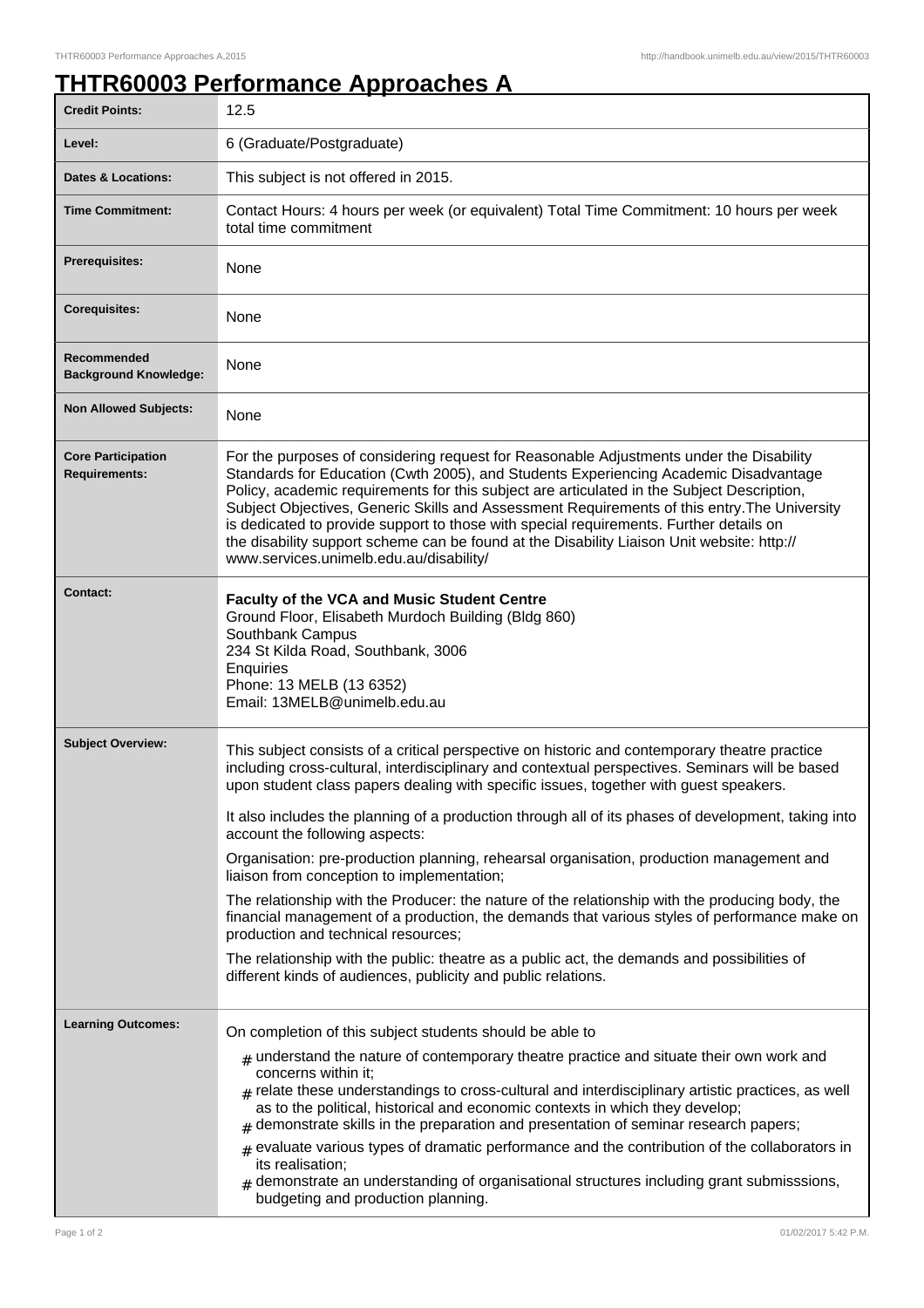# THTR60003 Performance Approaches A

| | |
|---|---|
| **Credit Points:** | 12.5 |
| **Level:** | 6 (Graduate/Postgraduate) |
| **Dates & Locations:** | This subject is not offered in 2015. |
| **Time Commitment:** | Contact Hours: 4 hours per week (or equivalent) Total Time Commitment: 10 hours per week total time commitment |
| **Prerequisites:** | None |
| **Corequisites:** | None |
| **Recommended Background Knowledge:** | None |
| **Non Allowed Subjects:** | None |
| **Core Participation Requirements:** | For the purposes of considering request for Reasonable Adjustments under the Disability Standards for Education (Cwth 2005), and Students Experiencing Academic Disadvantage Policy, academic requirements for this subject are articulated in the Subject Description, Subject Objectives, Generic Skills and Assessment Requirements of this entry.The University is dedicated to provide support to those with special requirements. Further details on the disability support scheme can be found at the Disability Liaison Unit website: http://www.services.unimelb.edu.au/disability/ |
| **Contact:** | **Faculty of the VCA and Music Student Centre**<br>Ground Floor, Elisabeth Murdoch Building (Bldg 860)<br>Southbank Campus<br>234 St Kilda Road, Southbank, 3006<br>Enquiries<br>Phone: 13 MELB (13 6352)<br>Email: 13MELB@unimelb.edu.au |
| **Subject Overview:** | This subject consists of a critical perspective on historic and contemporary theatre practice including cross-cultural, interdisciplinary and contextual perspectives. Seminars will be based upon student class papers dealing with specific issues, together with guest speakers.<br><br>It also includes the planning of a production through all of its phases of development, taking into account the following aspects:<br><br>Organisation: pre-production planning, rehearsal organisation, production management and liaison from conception to implementation;<br><br>The relationship with the Producer: the nature of the relationship with the producing body, the financial management of a production, the demands that various styles of performance make on production and technical resources;<br><br>The relationship with the public: theatre as a public act, the demands and possibilities of different kinds of audiences, publicity and public relations. |
| **Learning Outcomes:** | On completion of this subject students should be able to<br><br># understand the nature of contemporary theatre practice and situate their own work and concerns within it;<br># relate these understandings to cross-cultural and interdisciplinary artistic practices, as well as to the political, historical and economic contexts in which they develop;<br># demonstrate skills in the preparation and presentation of seminar research papers;<br># evaluate various types of dramatic performance and the contribution of the collaborators in its realisation;<br># demonstrate an understanding of organisational structures including grant submisssions, budgeting and production planning. |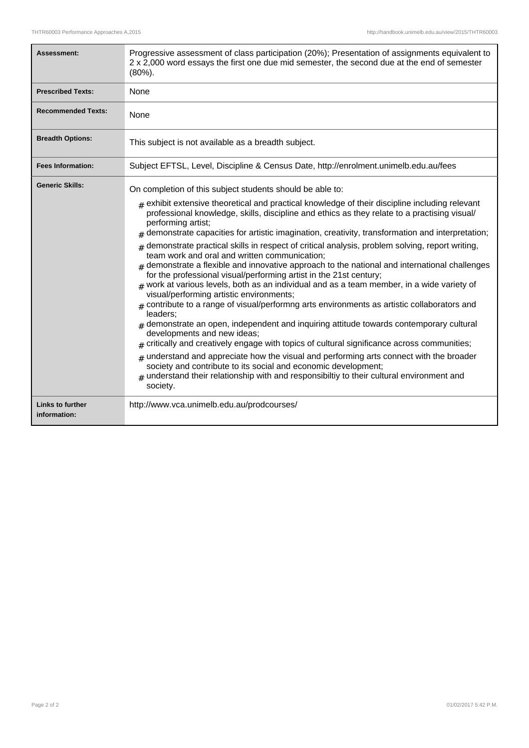| | |
|---|---|
| **Assessment:** | Progressive assessment of class participation (20%); Presentation of assignments equivalent to 2 x 2,000 word essays the first one due mid semester, the second due at the end of semester (80%). |
| **Prescribed Texts:** | None |
| **Recommended Texts:** | None |
| **Breadth Options:** | This subject is not available as a breadth subject. |
| **Fees Information:** | Subject EFTSL, Level, Discipline & Census Date, http://enrolment.unimelb.edu.au/fees |
| **Generic Skills:** | On completion of this subject students should be able to: # exhibit extensive theoretical and practical knowledge of their discipline including relevant professional knowledge, skills, discipline and ethics as they relate to a practising visual/ performing artist; # demonstrate capacities for artistic imagination, creativity, transformation and interpretation; # demonstrate practical skills in respect of critical analysis, problem solving, report writing, team work and oral and written communication; # demonstrate a flexible and innovative approach to the national and international challenges for the professional visual/performing artist in the 21st century; # work at various levels, both as an individual and as a team member, in a wide variety of visual/performing artistic environments; # contribute to a range of visual/performng arts environments as artistic collaborators and leaders; # demonstrate an open, independent and inquiring attitude towards contemporary cultural developments and new ideas; # critically and creatively engage with topics of cultural significance across communities; # understand and appreciate how the visual and performing arts connect with the broader society and contribute to its social and economic development; # understand their relationship with and responsibiltiy to their cultural environment and society. |
| **Links to further information:** | http://www.vca.unimelb.edu.au/prodcourses/ |